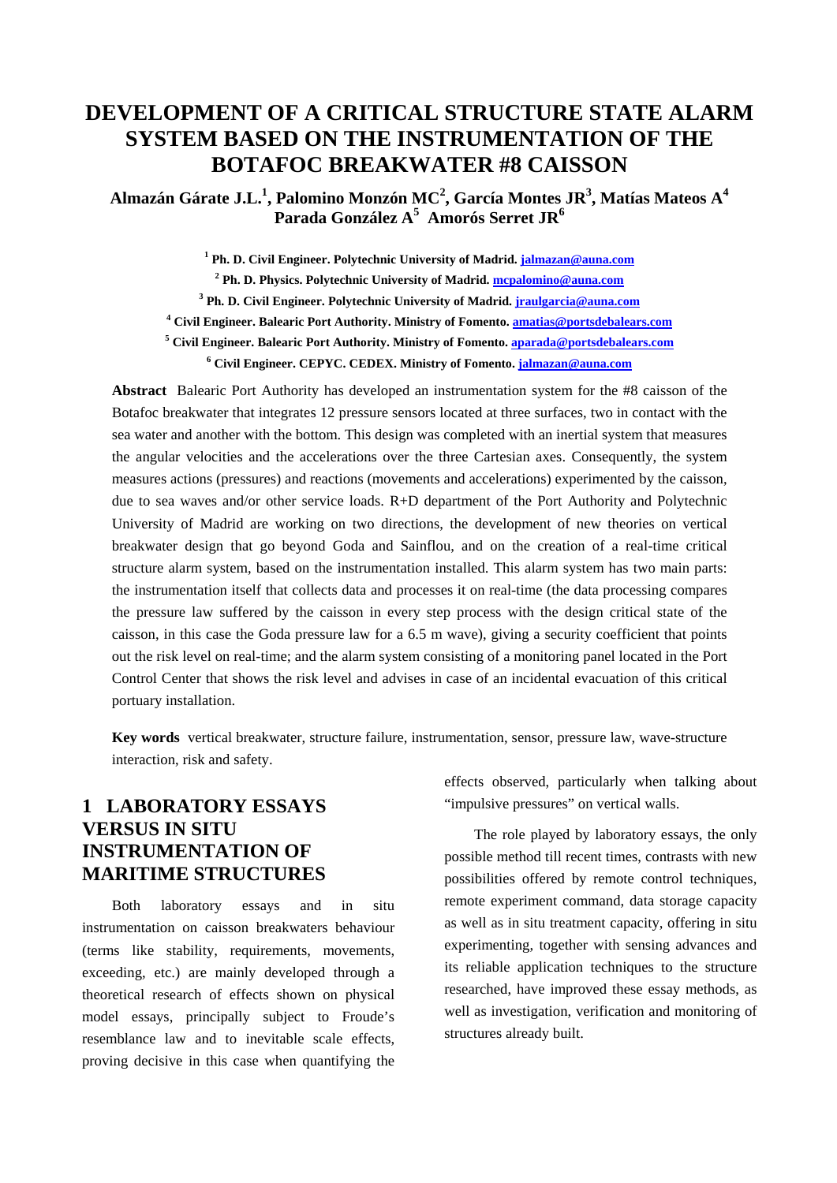# DEVELOPMENT OF A CRITICAL STRUCTURE STATE ALARM SYSTEM BASED ON THE INSTRUMENTATION OF THE BOTAFOC BREAKWATER #8 CAISSON

**Almazán Gárate J.L.[1], Palomino Monzón MC[2], García Montes JR[3], Matías Mateos A[4] Parada González A[5] Amorós Serret JR[6]**

[1] **Ph. D. Civil Engineer. Polytechnic University of Madrid. jalmazan@auna.com**

[2] **Ph. D. Physics. Polytechnic University of Madrid. mcpalomino@auna.com**

[3] **Ph. D. Civil Engineer. Polytechnic University of Madrid. jraulgarcia@auna.com**

[4] **Civil Engineer. Balearic Port Authority. Ministry of Fomento. amatias@portsdebalears.com**

[5] **Civil Engineer. Balearic Port Authority. Ministry of Fomento. aparada@portsdebalears.com**

[6] **Civil Engineer. CEPYC. CEDEX. Ministry of Fomento. jalmazan@auna.com**

**Abstract** Balearic Port Authority has developed an instrumentation system for the #8 caisson of the Botafoc breakwater that integrates 12 pressure sensors located at three surfaces, two in contact with the sea water and another with the bottom. This design was completed with an inertial system that measures the angular velocities and the accelerations over the three Cartesian axes. Consequently, the system measures actions (pressures) and reactions (movements and accelerations) experimented by the caisson, due to sea waves and/or other service loads. R+D department of the Port Authority and Polytechnic University of Madrid are working on two directions, the development of new theories on vertical breakwater design that go beyond Goda and Sainflou, and on the creation of a real-time critical structure alarm system, based on the instrumentation installed. This alarm system has two main parts: the instrumentation itself that collects data and processes it on real-time (the data processing compares the pressure law suffered by the caisson in every step process with the design critical state of the caisson, in this case the Goda pressure law for a 6.5 m wave), giving a security coefficient that points out the risk level on real-time; and the alarm system consisting of a monitoring panel located in the Port Control Center that shows the risk level and advises in case of an incidental evacuation of this critical portuary installation.

**Key words** vertical breakwater, structure failure, instrumentation, sensor, pressure law, wave-structure interaction, risk and safety.

## 1 LABORATORY ESSAYS VERSUS IN SITU INSTRUMENTATION OF MARITIME STRUCTURES

Both laboratory essays and in situ instrumentation on caisson breakwaters behaviour (terms like stability, requirements, movements, exceeding, etc.) are mainly developed through a theoretical research of effects shown on physical model essays, principally subject to Froude's resemblance law and to inevitable scale effects, proving decisive in this case when quantifying the effects observed, particularly when talking about "impulsive pressures" on vertical walls.

The role played by laboratory essays, the only possible method till recent times, contrasts with new possibilities offered by remote control techniques, remote experiment command, data storage capacity as well as in situ treatment capacity, offering in situ experimenting, together with sensing advances and its reliable application techniques to the structure researched, have improved these essay methods, as well as investigation, verification and monitoring of structures already built.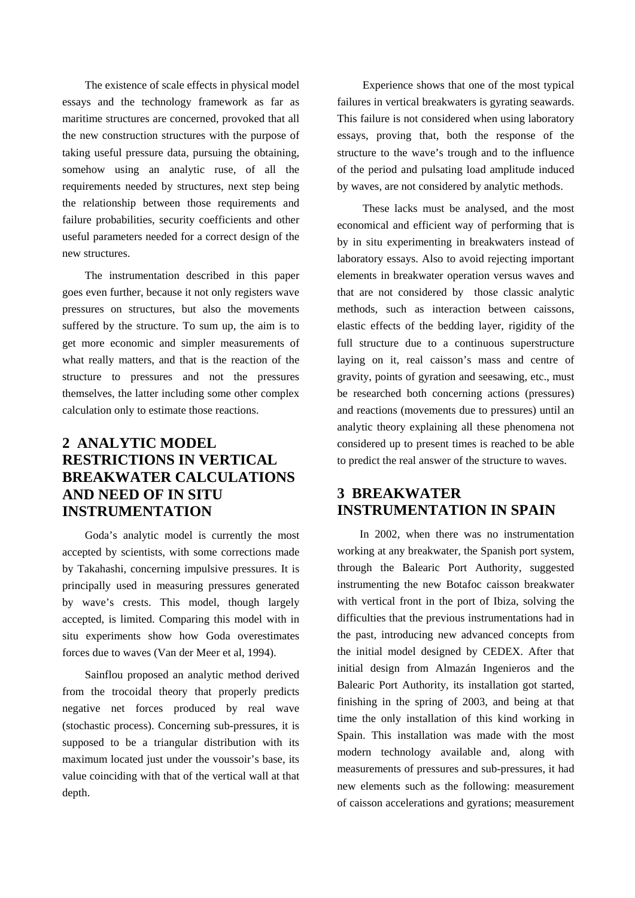The existence of scale effects in physical model essays and the technology framework as far as maritime structures are concerned, provoked that all the new construction structures with the purpose of taking useful pressure data, pursuing the obtaining, somehow using an analytic ruse, of all the requirements needed by structures, next step being the relationship between those requirements and failure probabilities, security coefficients and other useful parameters needed for a correct design of the new structures.

The instrumentation described in this paper goes even further, because it not only registers wave pressures on structures, but also the movements suffered by the structure. To sum up, the aim is to get more economic and simpler measurements of what really matters, and that is the reaction of the structure to pressures and not the pressures themselves, the latter including some other complex calculation only to estimate those reactions.

## 2 ANALYTIC MODEL RESTRICTIONS IN VERTICAL BREAKWATER CALCULATIONS AND NEED OF IN SITU INSTRUMENTATION

Goda's analytic model is currently the most accepted by scientists, with some corrections made by Takahashi, concerning impulsive pressures. It is principally used in measuring pressures generated by wave's crests. This model, though largely accepted, is limited. Comparing this model with in situ experiments show how Goda overestimates forces due to waves (Van der Meer et al, 1994).

Sainflou proposed an analytic method derived from the trocoidal theory that properly predicts negative net forces produced by real wave (stochastic process). Concerning sub-pressures, it is supposed to be a triangular distribution with its maximum located just under the voussoir's base, its value coinciding with that of the vertical wall at that depth.

Experience shows that one of the most typical failures in vertical breakwaters is gyrating seawards. This failure is not considered when using laboratory essays, proving that, both the response of the structure to the wave's trough and to the influence of the period and pulsating load amplitude induced by waves, are not considered by analytic methods.

These lacks must be analysed, and the most economical and efficient way of performing that is by in situ experimenting in breakwaters instead of laboratory essays. Also to avoid rejecting important elements in breakwater operation versus waves and that are not considered by those classic analytic methods, such as interaction between caissons, elastic effects of the bedding layer, rigidity of the full structure due to a continuous superstructure laying on it, real caisson's mass and centre of gravity, points of gyration and seesawing, etc., must be researched both concerning actions (pressures) and reactions (movements due to pressures) until an analytic theory explaining all these phenomena not considered up to present times is reached to be able to predict the real answer of the structure to waves.

## 3 BREAKWATER INSTRUMENTATION IN SPAIN

In 2002, when there was no instrumentation working at any breakwater, the Spanish port system, through the Balearic Port Authority, suggested instrumenting the new Botafoc caisson breakwater with vertical front in the port of Ibiza, solving the difficulties that the previous instrumentations had in the past, introducing new advanced concepts from the initial model designed by CEDEX. After that initial design from Almazán Ingenieros and the Balearic Port Authority, its installation got started, finishing in the spring of 2003, and being at that time the only installation of this kind working in Spain. This installation was made with the most modern technology available and, along with measurements of pressures and sub-pressures, it had new elements such as the following: measurement of caisson accelerations and gyrations; measurement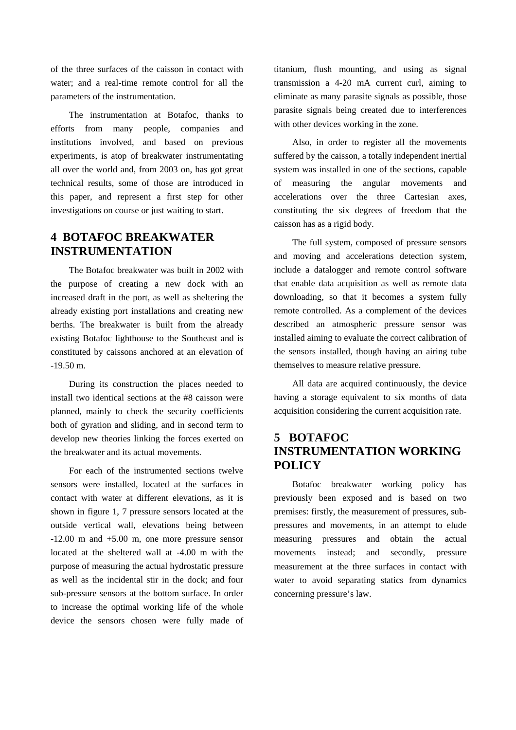of the three surfaces of the caisson in contact with water; and a real-time remote control for all the parameters of the instrumentation.

The instrumentation at Botafoc, thanks to efforts from many people, companies and institutions involved, and based on previous experiments, is atop of breakwater instrumentating all over the world and, from 2003 on, has got great technical results, some of those are introduced in this paper, and represent a first step for other investigations on course or just waiting to start.

## 4 BOTAFOC BREAKWATER INSTRUMENTATION

The Botafoc breakwater was built in 2002 with the purpose of creating a new dock with an increased draft in the port, as well as sheltering the already existing port installations and creating new berths. The breakwater is built from the already existing Botafoc lighthouse to the Southeast and is constituted by caissons anchored at an elevation of -19.50 m.

During its construction the places needed to install two identical sections at the #8 caisson were planned, mainly to check the security coefficients both of gyration and sliding, and in second term to develop new theories linking the forces exerted on the breakwater and its actual movements.

For each of the instrumented sections twelve sensors were installed, located at the surfaces in contact with water at different elevations, as it is shown in figure 1, 7 pressure sensors located at the outside vertical wall, elevations being between -12.00 m and +5.00 m, one more pressure sensor located at the sheltered wall at -4.00 m with the purpose of measuring the actual hydrostatic pressure as well as the incidental stir in the dock; and four sub-pressure sensors at the bottom surface. In order to increase the optimal working life of the whole device the sensors chosen were fully made of titanium, flush mounting, and using as signal transmission a 4-20 mA current curl, aiming to eliminate as many parasite signals as possible, those parasite signals being created due to interferences with other devices working in the zone.

Also, in order to register all the movements suffered by the caisson, a totally independent inertial system was installed in one of the sections, capable of measuring the angular movements and accelerations over the three Cartesian axes, constituting the six degrees of freedom that the caisson has as a rigid body.

The full system, composed of pressure sensors and moving and accelerations detection system, include a datalogger and remote control software that enable data acquisition as well as remote data downloading, so that it becomes a system fully remote controlled. As a complement of the devices described an atmospheric pressure sensor was installed aiming to evaluate the correct calibration of the sensors installed, though having an airing tube themselves to measure relative pressure.

All data are acquired continuously, the device having a storage equivalent to six months of data acquisition considering the current acquisition rate.

## 5 BOTAFOC INSTRUMENTATION WORKING POLICY

Botafoc breakwater working policy has previously been exposed and is based on two premises: firstly, the measurement of pressures, sub-pressures and movements, in an attempt to elude measuring pressures and obtain the actual movements instead; and secondly, pressure measurement at the three surfaces in contact with water to avoid separating statics from dynamics concerning pressure's law.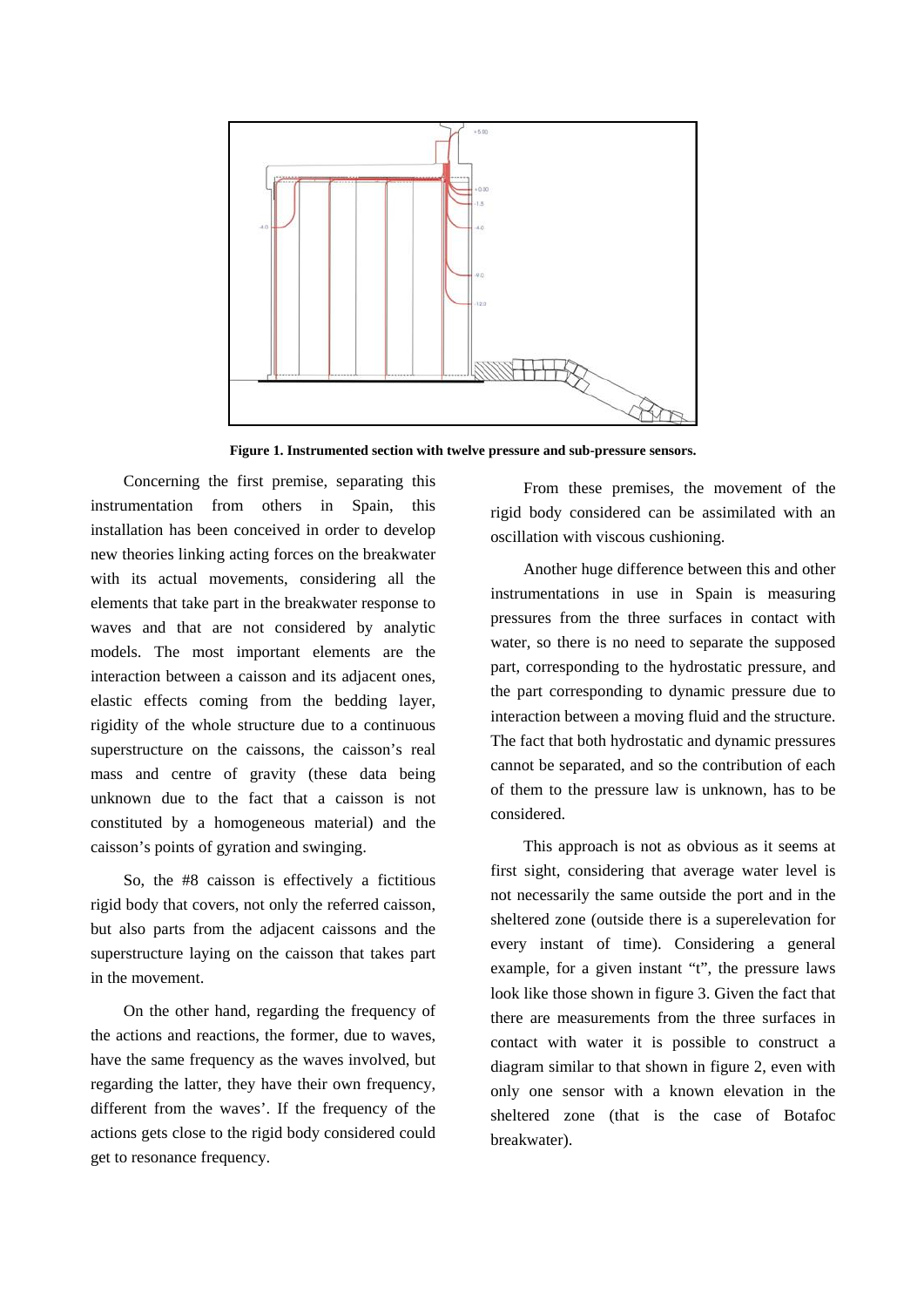**Figure 1. Instrumented section with twelve pressure and sub-pressure sensors.**

Concerning the first premise, separating this instrumentation from others in Spain, this installation has been conceived in order to develop new theories linking acting forces on the breakwater with its actual movements, considering all the elements that take part in the breakwater response to waves and that are not considered by analytic models. The most important elements are the interaction between a caisson and its adjacent ones, elastic effects coming from the bedding layer, rigidity of the whole structure due to a continuous superstructure on the caissons, the caisson's real mass and centre of gravity (these data being unknown due to the fact that a caisson is not constituted by a homogeneous material) and the caisson's points of gyration and swinging.

So, the #8 caisson is effectively a fictitious rigid body that covers, not only the referred caisson, but also parts from the adjacent caissons and the superstructure laying on the caisson that takes part in the movement.

On the other hand, regarding the frequency of the actions and reactions, the former, due to waves, have the same frequency as the waves involved, but regarding the latter, they have their own frequency, different from the waves'. If the frequency of the actions gets close to the rigid body considered could get to resonance frequency.

From these premises, the movement of the rigid body considered can be assimilated with an oscillation with viscous cushioning.

Another huge difference between this and other instrumentations in use in Spain is measuring pressures from the three surfaces in contact with water, so there is no need to separate the supposed part, corresponding to the hydrostatic pressure, and the part corresponding to dynamic pressure due to interaction between a moving fluid and the structure. The fact that both hydrostatic and dynamic pressures cannot be separated, and so the contribution of each of them to the pressure law is unknown, has to be considered.

This approach is not as obvious as it seems at first sight, considering that average water level is not necessarily the same outside the port and in the sheltered zone (outside there is a superelevation for every instant of time). Considering a general example, for a given instant "t", the pressure laws look like those shown in figure 3. Given the fact that there are measurements from the three surfaces in contact with water it is possible to construct a diagram similar to that shown in figure 2, even with only one sensor with a known elevation in the sheltered zone (that is the case of Botafoc breakwater).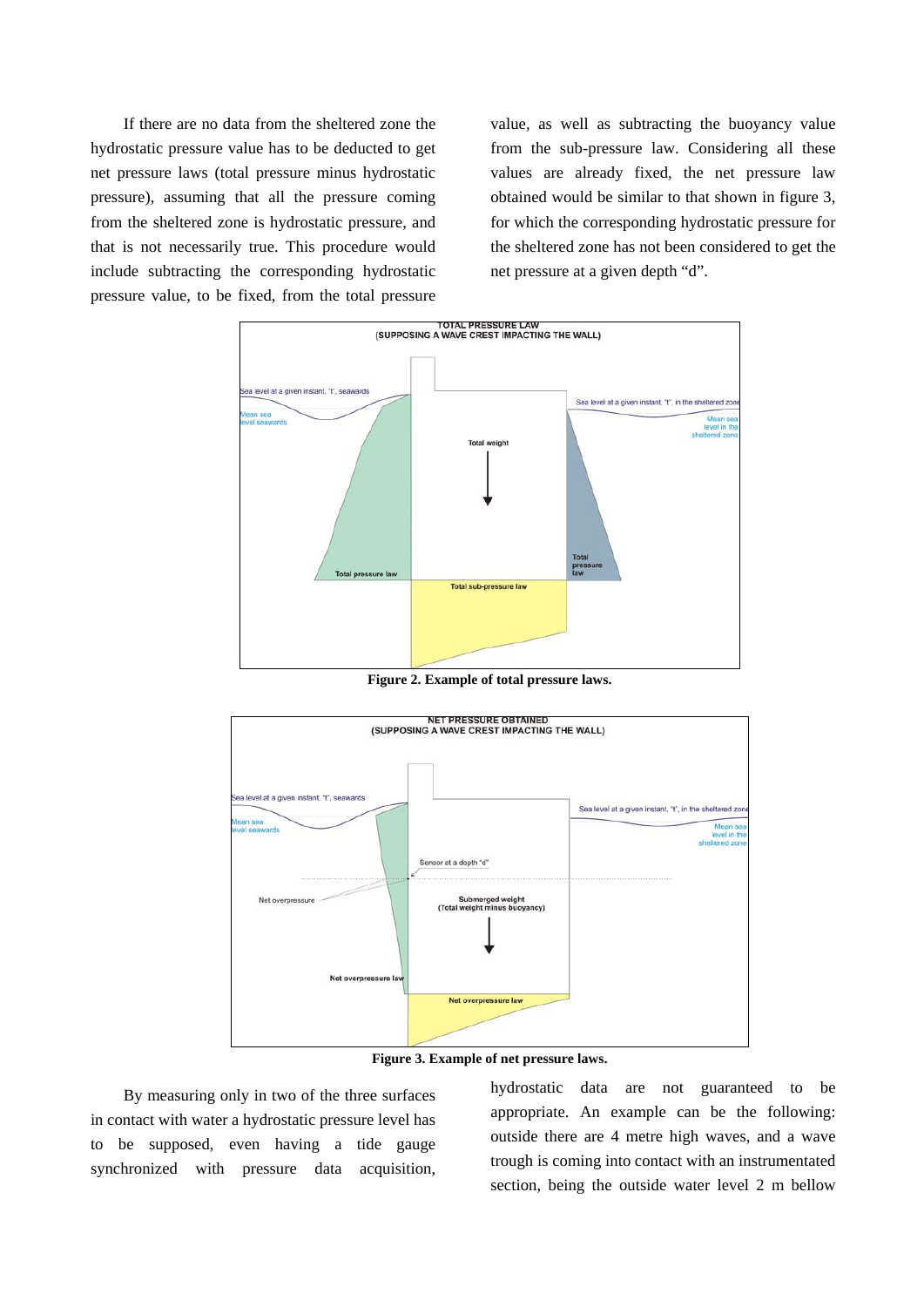If there are no data from the sheltered zone the hydrostatic pressure value has to be deducted to get net pressure laws (total pressure minus hydrostatic pressure), assuming that all the pressure coming from the sheltered zone is hydrostatic pressure, and that is not necessarily true. This procedure would include subtracting the corresponding hydrostatic pressure value, to be fixed, from the total pressure value, as well as subtracting the buoyancy value from the sub-pressure law. Considering all these values are already fixed, the net pressure law obtained would be similar to that shown in figure 3, for which the corresponding hydrostatic pressure for the sheltered zone has not been considered to get the net pressure at a given depth “d”.

**Figure 2. Example of total pressure laws.**

**Figure 3. Example of net pressure laws.**

By measuring only in two of the three surfaces in contact with water a hydrostatic pressure level has to be supposed, even having a tide gauge synchronized with pressure data acquisition, hydrostatic data are not guaranteed to be appropriate. An example can be the following: outside there are 4 metre high waves, and a wave trough is coming into contact with an instrumentated section, being the outside water level 2 m bellow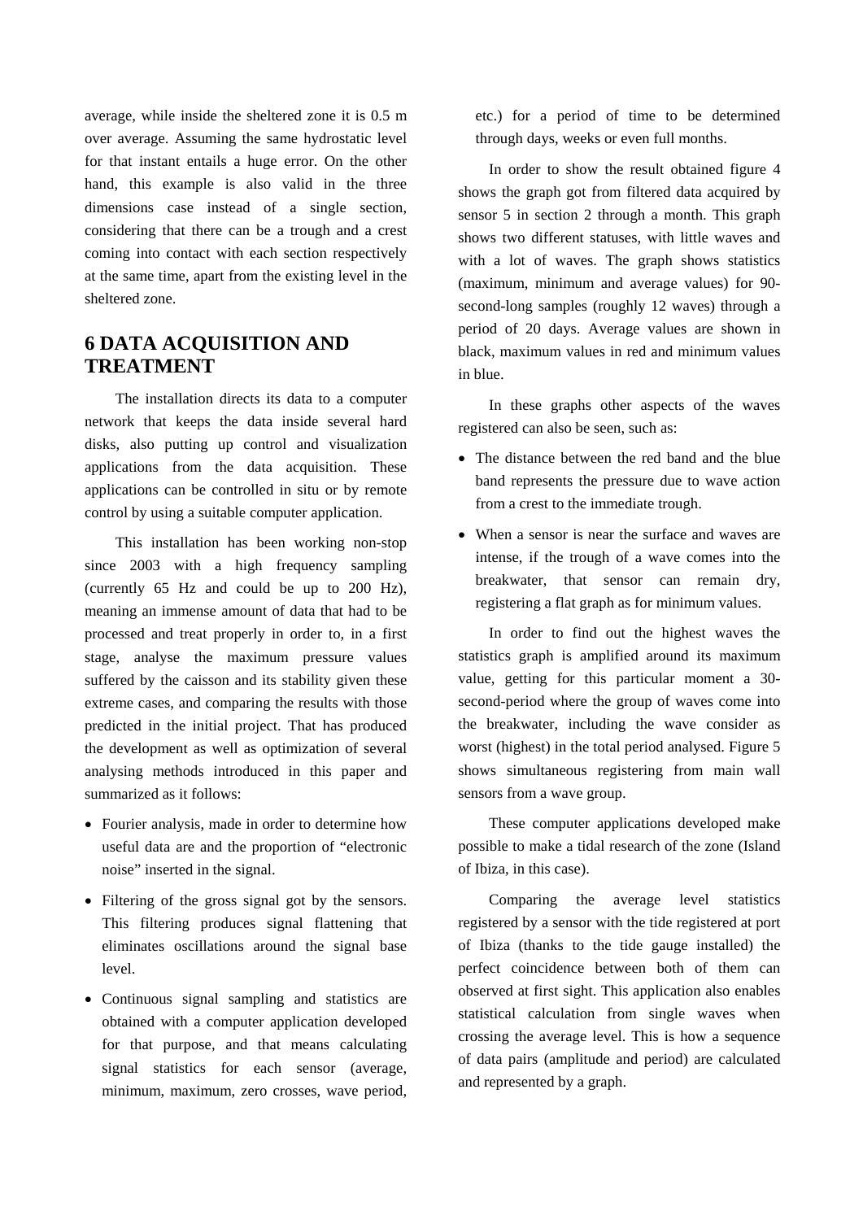average, while inside the sheltered zone it is 0.5 m over average. Assuming the same hydrostatic level for that instant entails a huge error. On the other hand, this example is also valid in the three dimensions case instead of a single section, considering that there can be a trough and a crest coming into contact with each section respectively at the same time, apart from the existing level in the sheltered zone.

# 6 DATA ACQUISITION AND TREATMENT

The installation directs its data to a computer network that keeps the data inside several hard disks, also putting up control and visualization applications from the data acquisition. These applications can be controlled in situ or by remote control by using a suitable computer application.

This installation has been working non-stop since 2003 with a high frequency sampling (currently 65 Hz and could be up to 200 Hz), meaning an immense amount of data that had to be processed and treat properly in order to, in a first stage, analyse the maximum pressure values suffered by the caisson and its stability given these extreme cases, and comparing the results with those predicted in the initial project. That has produced the development as well as optimization of several analysing methods introduced in this paper and summarized as it follows:

- Fourier analysis, made in order to determine how useful data are and the proportion of "electronic noise" inserted in the signal.
- Filtering of the gross signal got by the sensors. This filtering produces signal flattening that eliminates oscillations around the signal base level.
- Continuous signal sampling and statistics are obtained with a computer application developed for that purpose, and that means calculating signal statistics for each sensor (average, minimum, maximum, zero crosses, wave period, etc.) for a period of time to be determined through days, weeks or even full months.

In order to show the result obtained figure 4 shows the graph got from filtered data acquired by sensor 5 in section 2 through a month. This graph shows two different statuses, with little waves and with a lot of waves. The graph shows statistics (maximum, minimum and average values) for 90-second-long samples (roughly 12 waves) through a period of 20 days. Average values are shown in black, maximum values in red and minimum values in blue.

In these graphs other aspects of the waves registered can also be seen, such as:

- The distance between the red band and the blue band represents the pressure due to wave action from a crest to the immediate trough.
- When a sensor is near the surface and waves are intense, if the trough of a wave comes into the breakwater, that sensor can remain dry, registering a flat graph as for minimum values.

In order to find out the highest waves the statistics graph is amplified around its maximum value, getting for this particular moment a 30-second-period where the group of waves come into the breakwater, including the wave consider as worst (highest) in the total period analysed. Figure 5 shows simultaneous registering from main wall sensors from a wave group.

These computer applications developed make possible to make a tidal research of the zone (Island of Ibiza, in this case).

Comparing the average level statistics registered by a sensor with the tide registered at port of Ibiza (thanks to the tide gauge installed) the perfect coincidence between both of them can observed at first sight. This application also enables statistical calculation from single waves when crossing the average level. This is how a sequence of data pairs (amplitude and period) are calculated and represented by a graph.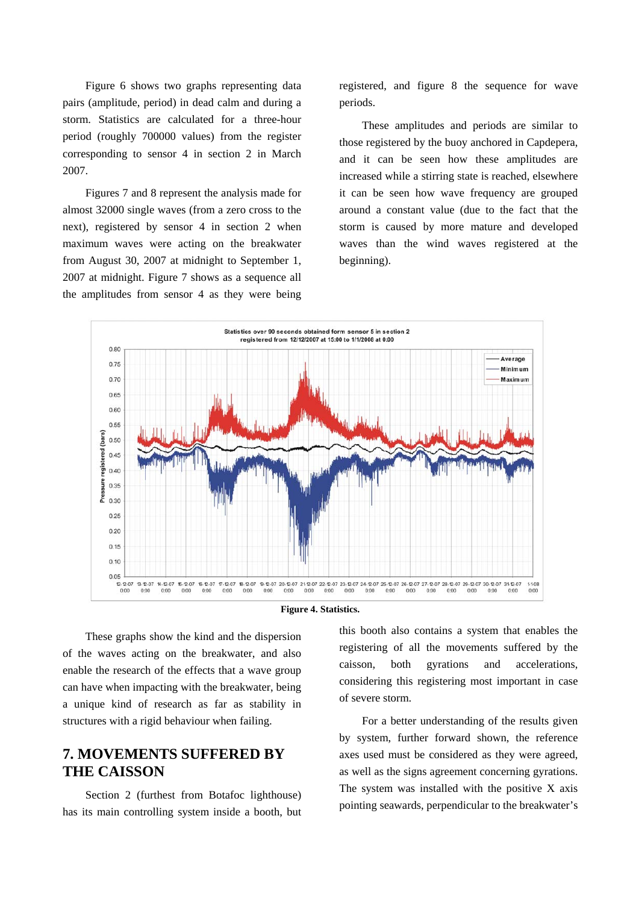Figure 6 shows two graphs representing data pairs (amplitude, period) in dead calm and during a storm. Statistics are calculated for a three-hour period (roughly 700000 values) from the register corresponding to sensor 4 in section 2 in March 2007.

Figures 7 and 8 represent the analysis made for almost 32000 single waves (from a zero cross to the next), registered by sensor 4 in section 2 when maximum waves were acting on the breakwater from August 30, 2007 at midnight to September 1, 2007 at midnight. Figure 7 shows as a sequence all the amplitudes from sensor 4 as they were being registered, and figure 8 the sequence for wave periods.

These amplitudes and periods are similar to those registered by the buoy anchored in Capdepera, and it can be seen how these amplitudes are increased while a stirring state is reached, elsewhere it can be seen how wave frequency are grouped around a constant value (due to the fact that the storm is caused by more mature and developed waves than the wind waves registered at the beginning).

**Figure 4. Statistics.**

These graphs show the kind and the dispersion of the waves acting on the breakwater, and also enable the research of the effects that a wave group can have when impacting with the breakwater, being a unique kind of research as far as stability in structures with a rigid behaviour when failing.

## 7. MOVEMENTS SUFFERED BY THE CAISSON

Section 2 (furthest from Botafoc lighthouse) has its main controlling system inside a booth, but this booth also contains a system that enables the registering of all the movements suffered by the caisson, both gyrations and accelerations, considering this registering most important in case of severe storm.

For a better understanding of the results given by system, further forward shown, the reference axes used must be considered as they were agreed, as well as the signs agreement concerning gyrations. The system was installed with the positive X axis pointing seawards, perpendicular to the breakwater's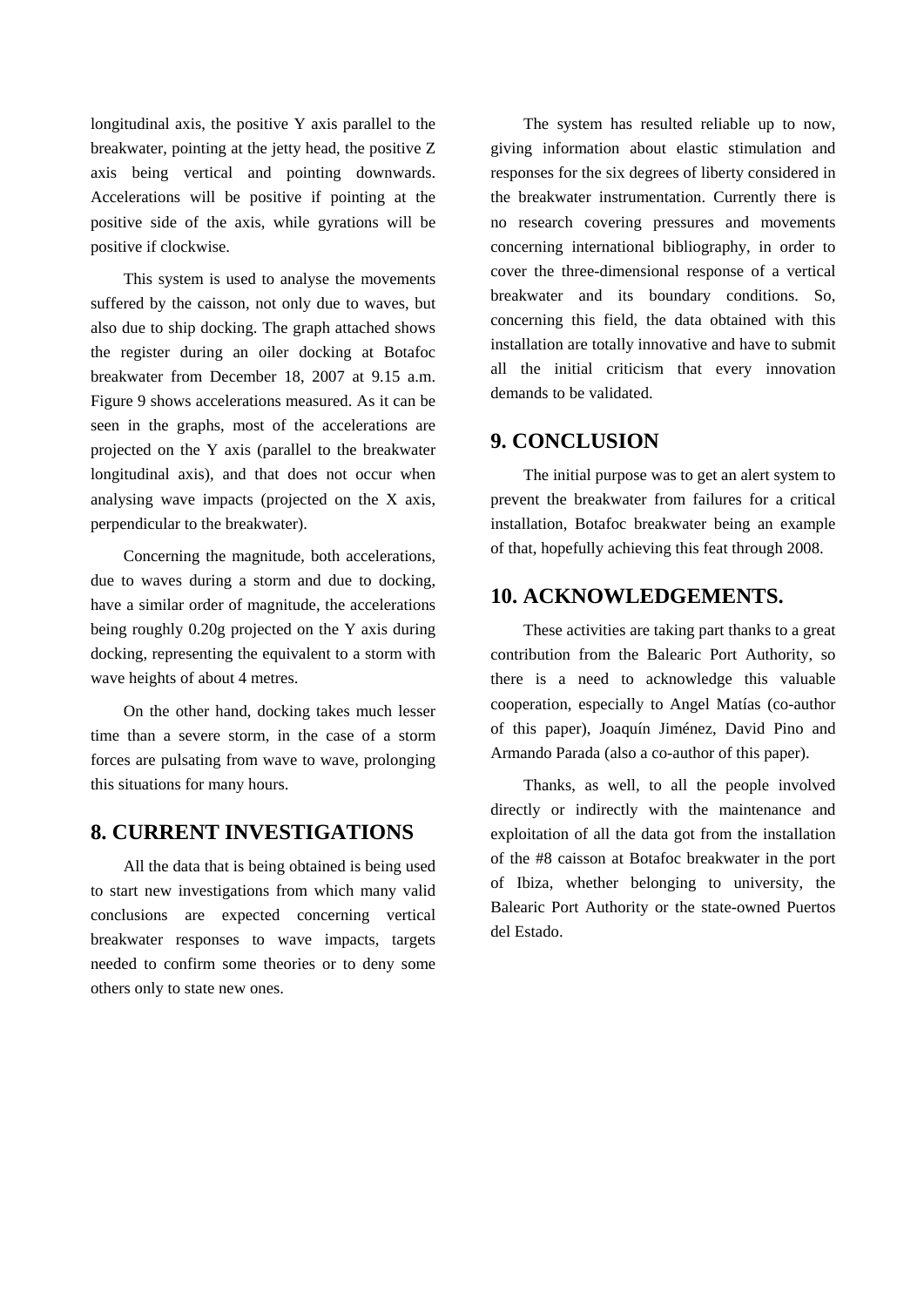longitudinal axis, the positive Y axis parallel to the breakwater, pointing at the jetty head, the positive Z axis being vertical and pointing downwards. Accelerations will be positive if pointing at the positive side of the axis, while gyrations will be positive if clockwise.

This system is used to analyse the movements suffered by the caisson, not only due to waves, but also due to ship docking. The graph attached shows the register during an oiler docking at Botafoc breakwater from December 18, 2007 at 9.15 a.m. Figure 9 shows accelerations measured. As it can be seen in the graphs, most of the accelerations are projected on the Y axis (parallel to the breakwater longitudinal axis), and that does not occur when analysing wave impacts (projected on the X axis, perpendicular to the breakwater).

Concerning the magnitude, both accelerations, due to waves during a storm and due to docking, have a similar order of magnitude, the accelerations being roughly 0.20g projected on the Y axis during docking, representing the equivalent to a storm with wave heights of about 4 metres.

On the other hand, docking takes much lesser time than a severe storm, in the case of a storm forces are pulsating from wave to wave, prolonging this situations for many hours.

## 8. CURRENT INVESTIGATIONS

All the data that is being obtained is being used to start new investigations from which many valid conclusions are expected concerning vertical breakwater responses to wave impacts, targets needed to confirm some theories or to deny some others only to state new ones.

The system has resulted reliable up to now, giving information about elastic stimulation and responses for the six degrees of liberty considered in the breakwater instrumentation. Currently there is no research covering pressures and movements concerning international bibliography, in order to cover the three-dimensional response of a vertical breakwater and its boundary conditions. So, concerning this field, the data obtained with this installation are totally innovative and have to submit all the initial criticism that every innovation demands to be validated.

## 9. CONCLUSION

The initial purpose was to get an alert system to prevent the breakwater from failures for a critical installation, Botafoc breakwater being an example of that, hopefully achieving this feat through 2008.

## 10. ACKNOWLEDGEMENTS.

These activities are taking part thanks to a great contribution from the Balearic Port Authority, so there is a need to acknowledge this valuable cooperation, especially to Angel Matías (co-author of this paper), Joaquín Jiménez, David Pino and Armando Parada (also a co-author of this paper).

Thanks, as well, to all the people involved directly or indirectly with the maintenance and exploitation of all the data got from the installation of the #8 caisson at Botafoc breakwater in the port of Ibiza, whether belonging to university, the Balearic Port Authority or the state-owned Puertos del Estado.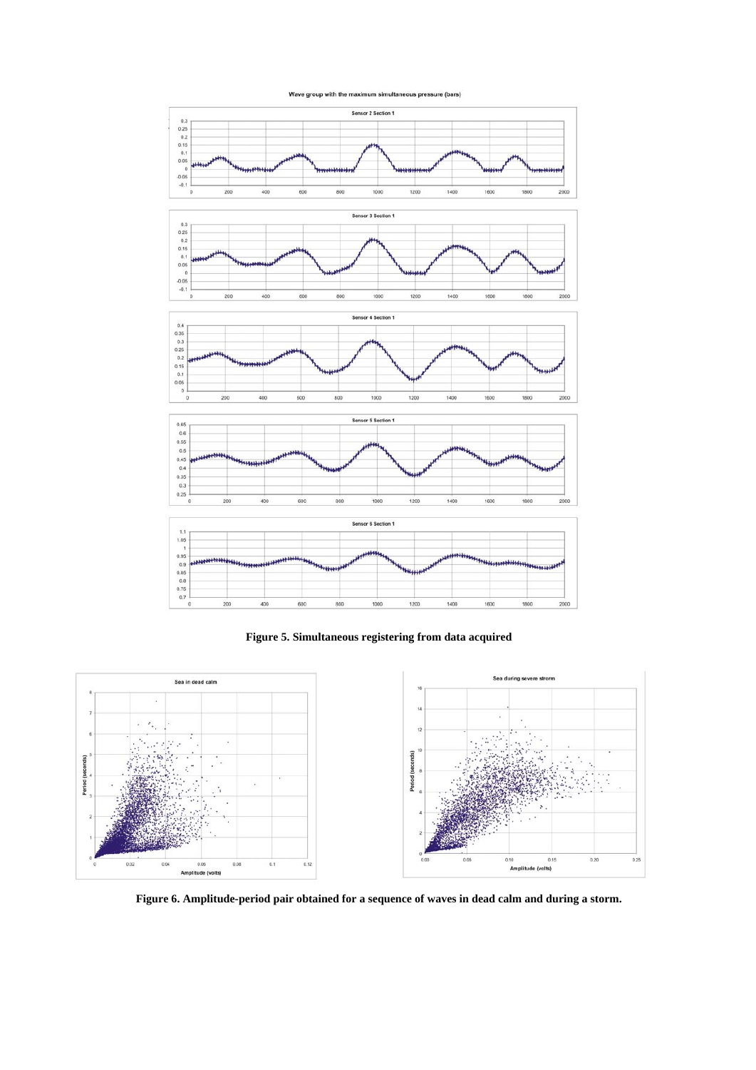**Figure 5. Simultaneous registering from data acquired**

**Figure 6. Amplitude-period pair obtained for a sequence of waves in dead calm and during a storm.**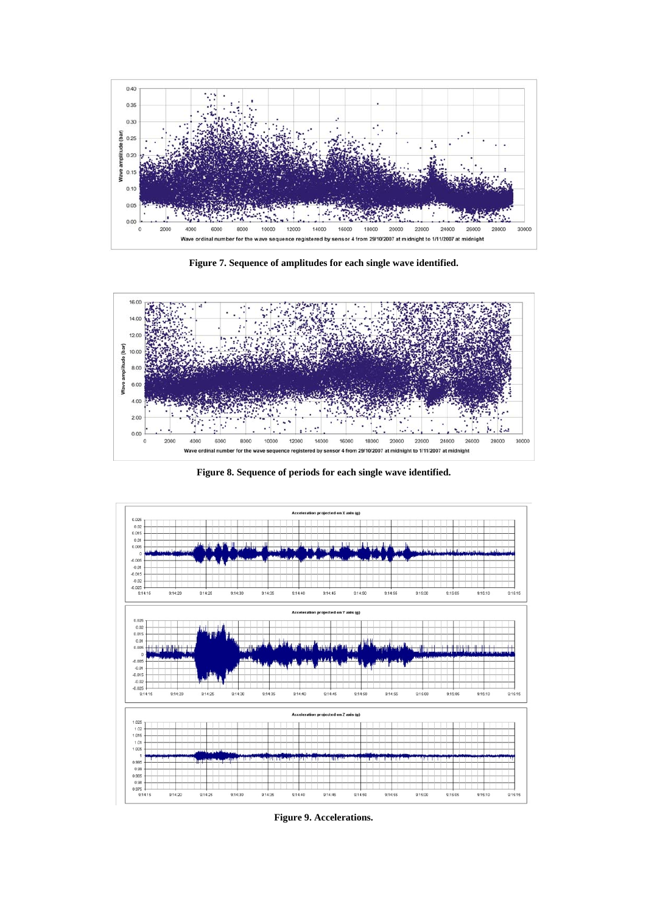**Figure 7. Sequence of amplitudes for each single wave identified.**

**Figure 8. Sequence of periods for each single wave identified.**

**Figure 9. Accelerations.**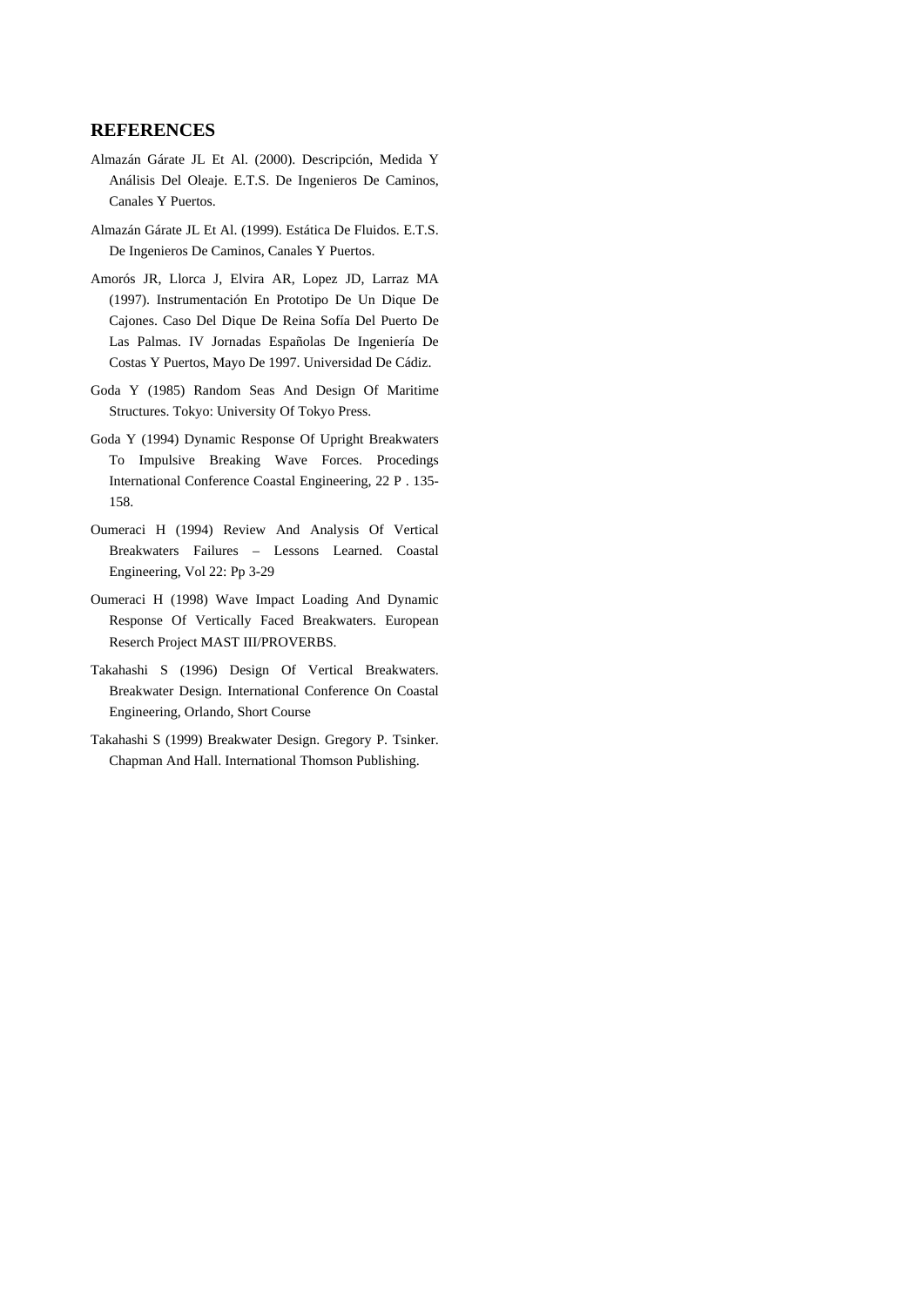## REFERENCES

Almazán Gárate JL Et Al. (2000). Descripción, Medida Y Análisis Del Oleaje. E.T.S. De Ingenieros De Caminos, Canales Y Puertos.

Almazán Gárate JL Et Al. (1999). Estática De Fluidos. E.T.S. De Ingenieros De Caminos, Canales Y Puertos.

Amorós JR, Llorca J, Elvira AR, Lopez JD, Larraz MA (1997). Instrumentación En Prototipo De Un Dique De Cajones. Caso Del Dique De Reina Sofía Del Puerto De Las Palmas. IV Jornadas Españolas De Ingeniería De Costas Y Puertos, Mayo De 1997. Universidad De Cádiz.

Goda Y (1985) Random Seas And Design Of Maritime Structures. Tokyo: University Of Tokyo Press.

Goda Y (1994) Dynamic Response Of Upright Breakwaters To Impulsive Breaking Wave Forces. Procedings International Conference Coastal Engineering, 22 P . 135-158.

Oumeraci H (1994) Review And Analysis Of Vertical Breakwaters Failures – Lessons Learned. Coastal Engineering, Vol 22: Pp 3-29

Oumeraci H (1998) Wave Impact Loading And Dynamic Response Of Vertically Faced Breakwaters. European Reserch Project MAST III/PROVERBS.

Takahashi S (1996) Design Of Vertical Breakwaters. Breakwater Design. International Conference On Coastal Engineering, Orlando, Short Course

Takahashi S (1999) Breakwater Design. Gregory P. Tsinker. Chapman And Hall. International Thomson Publishing.